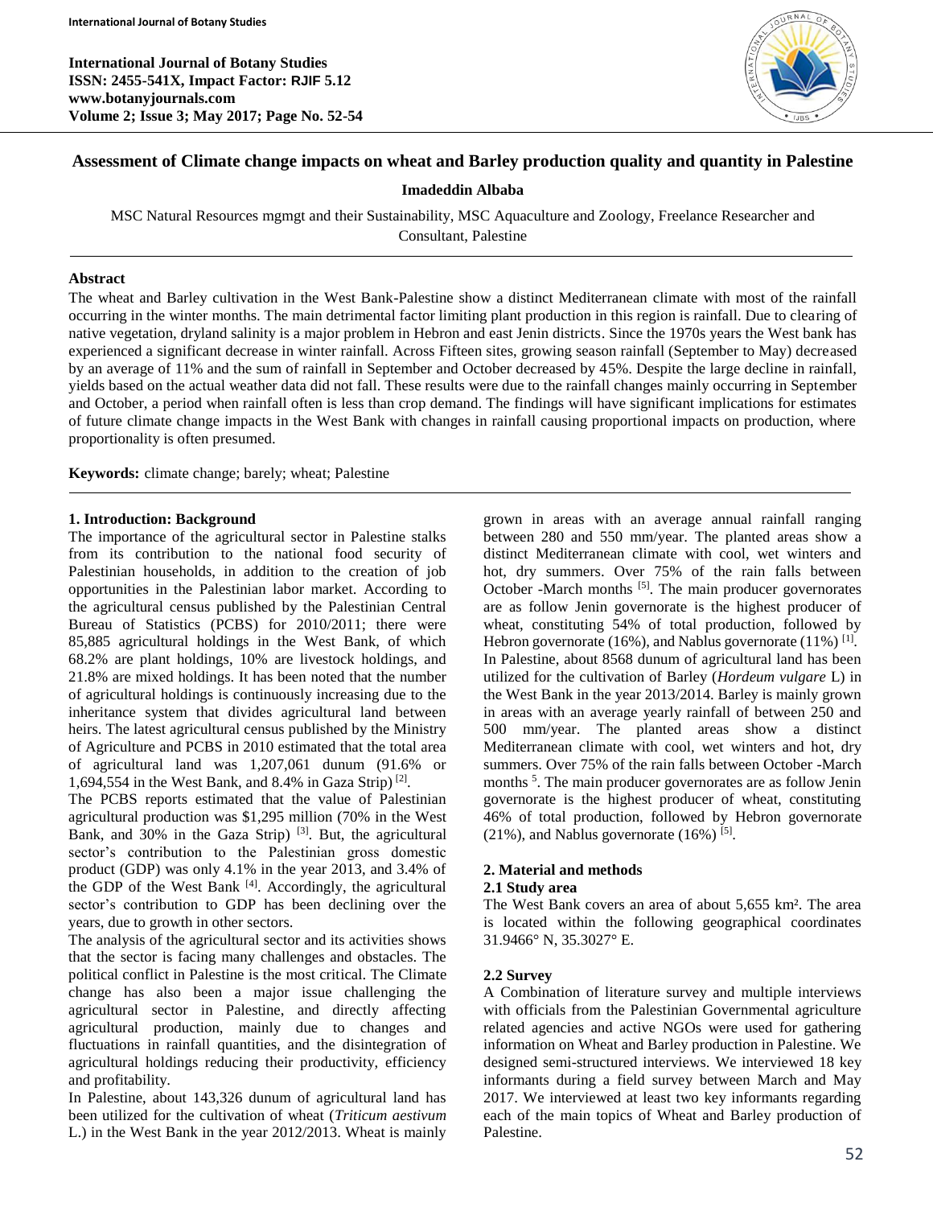# Assessment of Climate change impacts on wheat and Barley production quality and quantity in Palestine

**Imadeddin Albaba**

MSC Natural Resources mgmgt and their Sustainability, MSC Aquaculture and Zoology, Freelance Researcher and Consultant, Palestine

## Abstract

The wheat and Barley cultivation in the West Bank-Palestine show a distinct Mediterranean climate with most of the rainfall occurring in the winter months. The main detrimental factor limiting plant production in this region is rainfall. Due to clearing of native vegetation, dryland salinity is a major problem in Hebron and east Jenin districts. Since the 1970s years the West bank has experienced a significant decrease in winter rainfall. Across Fifteen sites, growing season rainfall (September to May) decreased by an average of 11% and the sum of rainfall in September and October decreased by 45%. Despite the large decline in rainfall, yields based on the actual weather data did not fall. These results were due to the rainfall changes mainly occurring in September and October, a period when rainfall often is less than crop demand. The findings will have significant implications for estimates of future climate change impacts in the West Bank with changes in rainfall causing proportional impacts on production, where proportionality is often presumed.

**Keywords:** climate change; barely; wheat; Palestine

## 1. Introduction: Background

The importance of the agricultural sector in Palestine stalks from its contribution to the national food security of Palestinian households, in addition to the creation of job opportunities in the Palestinian labor market. According to the agricultural census published by the Palestinian Central Bureau of Statistics (PCBS) for 2010/2011; there were 85,885 agricultural holdings in the West Bank, of which 68.2% are plant holdings, 10% are livestock holdings, and 21.8% are mixed holdings. It has been noted that the number of agricultural holdings is continuously increasing due to the inheritance system that divides agricultural land between heirs. The latest agricultural census published by the Ministry of Agriculture and PCBS in 2010 estimated that the total area of agricultural land was 1,207,061 dunum (91.6% or 1,694,554 in the West Bank, and 8.4% in Gaza Strip) [2].

The PCBS reports estimated that the value of Palestinian agricultural production was $1,295 million (70% in the West Bank, and 30% in the Gaza Strip) [3]. But, the agricultural sector's contribution to the Palestinian gross domestic product (GDP) was only 4.1% in the year 2013, and 3.4% of the GDP of the West Bank [4]. Accordingly, the agricultural sector's contribution to GDP has been declining over the years, due to growth in other sectors.

The analysis of the agricultural sector and its activities shows that the sector is facing many challenges and obstacles. The political conflict in Palestine is the most critical. The Climate change has also been a major issue challenging the agricultural sector in Palestine, and directly affecting agricultural production, mainly due to changes and fluctuations in rainfall quantities, and the disintegration of agricultural holdings reducing their productivity, efficiency and profitability.

In Palestine, about 143,326 dunum of agricultural land has been utilized for the cultivation of wheat (*Triticum aestivum* L.) in the West Bank in the year 2012/2013. Wheat is mainly grown in areas with an average annual rainfall ranging between 280 and 550 mm/year. The planted areas show a distinct Mediterranean climate with cool, wet winters and hot, dry summers. Over 75% of the rain falls between October -March months [5]. The main producer governorates are as follow Jenin governorate is the highest producer of wheat, constituting 54% of total production, followed by Hebron governorate (16%), and Nablus governorate (11%) [1].

In Palestine, about 8568 dunum of agricultural land has been utilized for the cultivation of Barley (*Hordeum vulgare* L) in the West Bank in the year 2013/2014. Barley is mainly grown in areas with an average yearly rainfall of between 250 and 500 mm/year. The planted areas show a distinct Mediterranean climate with cool, wet winters and hot, dry summers. Over 75% of the rain falls between October -March months [5]. The main producer governorates are as follow Jenin governorate is the highest producer of wheat, constituting 46% of total production, followed by Hebron governorate (21%), and Nablus governorate (16%) [5].

## 2. Material and methods

### 2.1 Study area

The West Bank covers an area of about 5,655 km². The area is located within the following geographical coordinates 31.9466° N, 35.3027° E.

### 2.2 Survey

A Combination of literature survey and multiple interviews with officials from the Palestinian Governmental agriculture related agencies and active NGOs were used for gathering information on Wheat and Barley production in Palestine. We designed semi-structured interviews. We interviewed 18 key informants during a field survey between March and May 2017. We interviewed at least two key informants regarding each of the main topics of Wheat and Barley production of Palestine.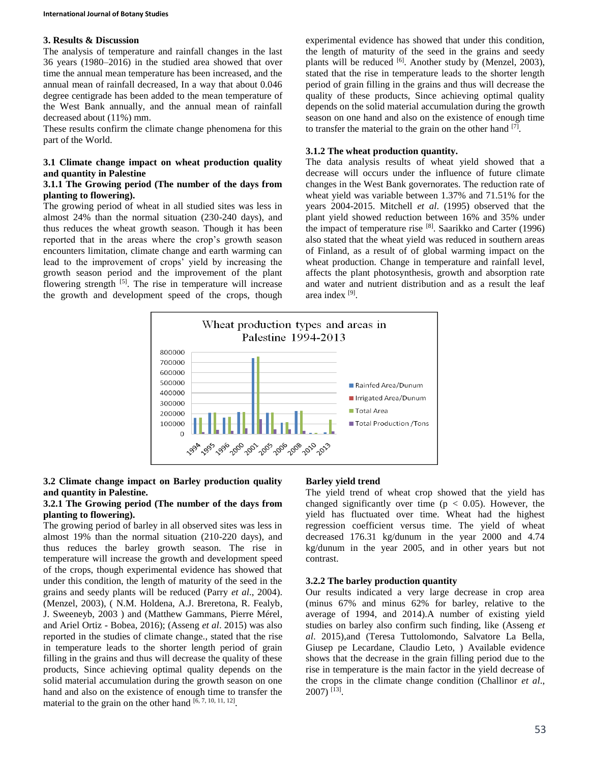### 3. Results & Discussion

The analysis of temperature and rainfall changes in the last 36 years (1980–2016) in the studied area showed that over time the annual mean temperature has been increased, and the annual mean of rainfall decreased, In a way that about 0.046 degree centigrade has been added to the mean temperature of the West Bank annually, and the annual mean of rainfall decreased about (11%) mm.

These results confirm the climate change phenomena for this part of the World.

#### 3.1 Climate change impact on wheat production quality and quantity in Palestine

##### 3.1.1 The Growing period (The number of the days from planting to flowering).

The growing period of wheat in all studied sites was less in almost 24% than the normal situation (230-240 days), and thus reduces the wheat growth season. Though it has been reported that in the areas where the crop's growth season encounters limitation, climate change and earth warming can lead to the improvement of crops' yield by increasing the growth season period and the improvement of the plant flowering strength [5]. The rise in temperature will increase the growth and development speed of the crops, though experimental evidence has showed that under this condition, the length of maturity of the seed in the grains and seedy plants will be reduced [6]. Another study by (Menzel, 2003), stated that the rise in temperature leads to the shorter length period of grain filling in the grains and thus will decrease the quality of these products, Since achieving optimal quality depends on the solid material accumulation during the growth season on one hand and also on the existence of enough time to transfer the material to the grain on the other hand [7].

##### 3.1.2 The wheat production quantity.

The data analysis results of wheat yield showed that a decrease will occurs under the influence of future climate changes in the West Bank governorates. The reduction rate of wheat yield was variable between 1.37% and 71.51% for the years 2004-2015. Mitchell *et al*. (1995) observed that the plant yield showed reduction between 16% and 35% under the impact of temperature rise [8]. Saarikko and Carter (1996) also stated that the wheat yield was reduced in southern areas of Finland, as a result of of global warming impact on the wheat production. Change in temperature and rainfall level, affects the plant photosynthesis, growth and absorption rate and water and nutrient distribution and as a result the leaf area index [9].

Wheat production types and areas in Palestine 1994-2013

#### 3.2 Climate change impact on Barley production quality and quantity in Palestine.

##### 3.2.1 The Growing period (The number of the days from planting to flowering).

The growing period of barley in all observed sites was less in almost 19% than the normal situation (210-220 days), and thus reduces the barley growth season. The rise in temperature will increase the growth and development speed of the crops, though experimental evidence has showed that under this condition, the length of maturity of the seed in the grains and seedy plants will be reduced (Parry *et al*., 2004). (Menzel, 2003), ( N.M. Holdena, A.J. Breretona, R. Fealyb, J. Sweeneyb, 2003 ) and (Matthew Gammans, Pierre Mérel, and Ariel Ortiz - Bobea, 2016); (Asseng *et al*. 2015) was also reported in the studies of climate change., stated that the rise in temperature leads to the shorter length period of grain filling in the grains and thus will decrease the quality of these products, Since achieving optimal quality depends on the solid material accumulation during the growth season on one hand and also on the existence of enough time to transfer the material to the grain on the other hand [6, 7, 10, 11, 12].

**Barley yield trend**

The yield trend of wheat crop showed that the yield has changed significantly over time ($p < 0.05$). However, the yield has fluctuated over time. Wheat had the highest regression coefficient versus time. The yield of wheat decreased 176.31 kg/dunum in the year 2000 and 4.74 kg/dunum in the year 2005, and in other years but not contrast.

##### 3.2.2 The barley production quantity

Our results indicated a very large decrease in crop area (minus 67% and minus 62% for barley, relative to the average of 1994, and 2014).A number of existing yield studies on barley also confirm such finding, like (Asseng *et al*. 2015),and (Teresa Tuttolomondo, Salvatore La Bella, Giusep pe Lecardane, Claudio Leto, ) Available evidence shows that the decrease in the grain filling period due to the rise in temperature is the main factor in the yield decrease of the crops in the climate change condition (Challinor *et al*., 2007) [13].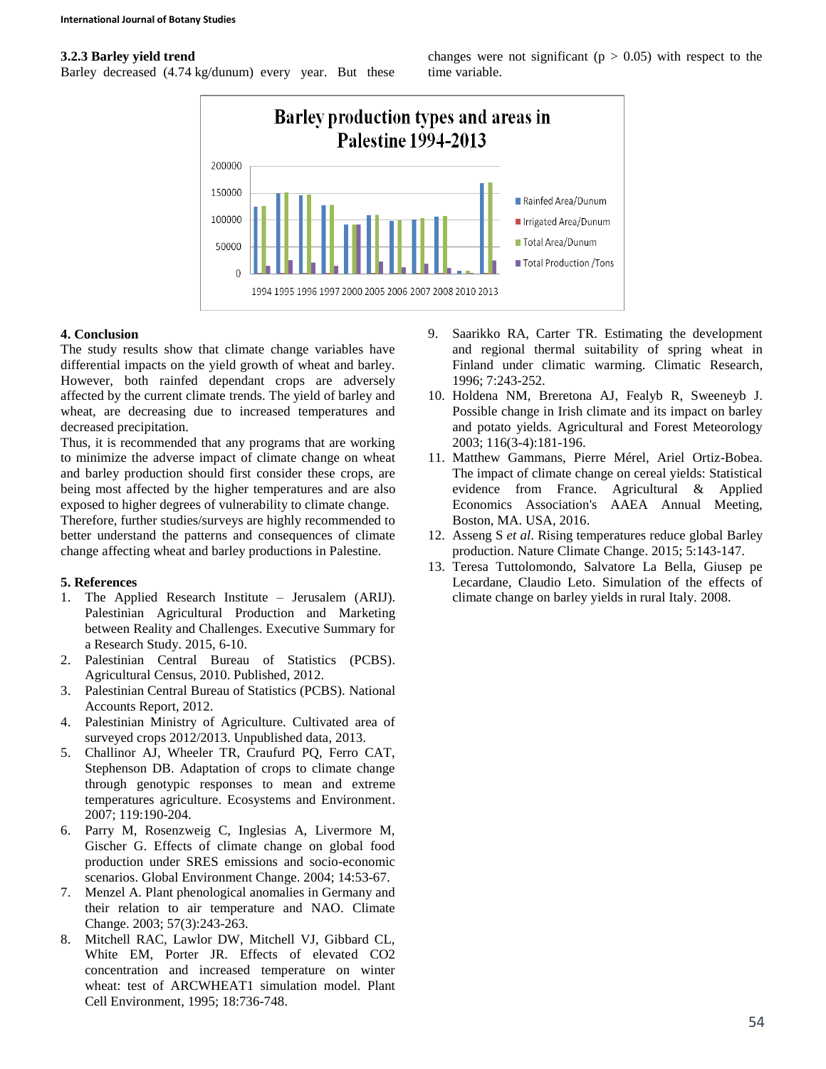### 3.2.3 Barley yield trend

Barley decreased (4.74 kg/dunum) every year. But these changes were not significant ($p > 0.05$) with respect to the time variable.

Barley production types and areas in Palestine 1994-2013

200000
150000
100000
50000
0

1994 1995 1996 1997 2000 2005 2006 2007 2008 2010 2013

Rainfed Area/Dunum
Irrigated Area/Dunum
Total Area/Dunum
Total Production /Tons

## 4. Conclusion

The study results show that climate change variables have differential impacts on the yield growth of wheat and barley. However, both rainfed dependant crops are adversely affected by the current climate trends. The yield of barley and wheat, are decreasing due to increased temperatures and decreased precipitation.

Thus, it is recommended that any programs that are working to minimize the adverse impact of climate change on wheat and barley production should first consider these crops, are being most affected by the higher temperatures and are also exposed to higher degrees of vulnerability to climate change.

Therefore, further studies/surveys are highly recommended to better understand the patterns and consequences of climate change affecting wheat and barley productions in Palestine.

## 5. References

1. The Applied Research Institute – Jerusalem (ARIJ). Palestinian Agricultural Production and Marketing between Reality and Challenges. Executive Summary for a Research Study. 2015, 6-10.
2. Palestinian Central Bureau of Statistics (PCBS). Agricultural Census, 2010. Published, 2012.
3. Palestinian Central Bureau of Statistics (PCBS). National Accounts Report, 2012.
4. Palestinian Ministry of Agriculture. Cultivated area of surveyed crops 2012/2013. Unpublished data, 2013.
5. Challinor AJ, Wheeler TR, Craufurd PQ, Ferro CAT, Stephenson DB. Adaptation of crops to climate change through genotypic responses to mean and extreme temperatures agriculture. Ecosystems and Environment. 2007; 119:190-204.
6. Parry M, Rosenzweig C, Inglesias A, Livermore M, Gischer G. Effects of climate change on global food production under SRES emissions and socio-economic scenarios. Global Environment Change. 2004; 14:53-67.
7. Menzel A. Plant phenological anomalies in Germany and their relation to air temperature and NAO. Climate Change. 2003; 57(3):243-263.
8. Mitchell RAC, Lawlor DW, Mitchell VJ, Gibbard CL, White EM, Porter JR. Effects of elevated CO2 concentration and increased temperature on winter wheat: test of ARCWHEAT1 simulation model. Plant Cell Environment, 1995; 18:736-748.
9. Saarikko RA, Carter TR. Estimating the development and regional thermal suitability of spring wheat in Finland under climatic warming. Climatic Research, 1996; 7:243-252.
10. Holdena NM, Breretona AJ, Fealyb R, Sweeneyb J. Possible change in Irish climate and its impact on barley and potato yields. Agricultural and Forest Meteorology 2003; 116(3-4):181-196.
11. Matthew Gammans, Pierre Mérel, Ariel Ortiz-Bobea. The impact of climate change on cereal yields: Statistical evidence from France. Agricultural & Applied Economics Association's AAEA Annual Meeting, Boston, MA. USA, 2016.
12. Asseng S *et al*. Rising temperatures reduce global Barley production. Nature Climate Change. 2015; 5:143-147.
13. Teresa Tuttolomondo, Salvatore La Bella, Giusep pe Lecardane, Claudio Leto. Simulation of the effects of climate change on barley yields in rural Italy. 2008.